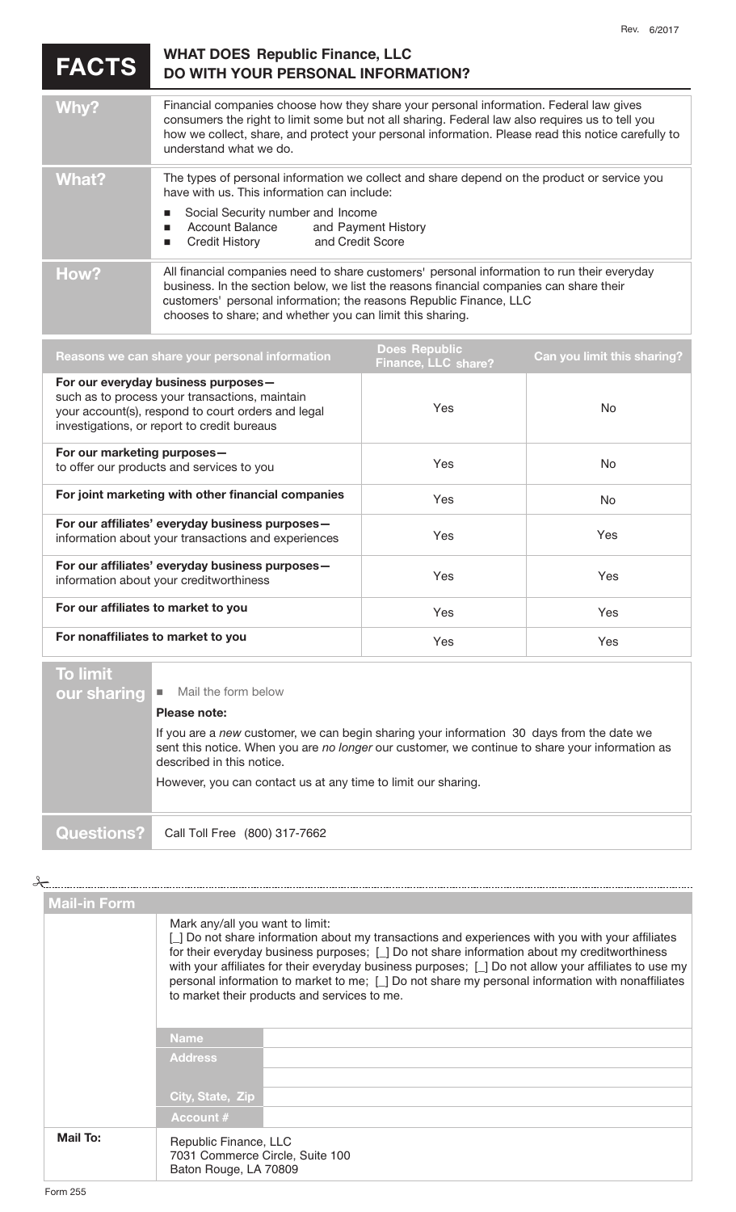Rev. 6/2017

# FACTS — WHAT DOES Republic Finance, LLC DO WITH YOUR PERSONAL INFORMATION?

| | |
|---|---|
| **Why?** | Financial companies choose how they share your personal information. Federal law gives consumers the right to limit some but not all sharing. Federal law also requires us to tell you how we collect, share, and protect your personal information. Please read this notice carefully to understand what we do. |
| **What?** | The types of personal information we collect and share depend on the product or service you have with us. This information can include:<br>■ Social Security number and Income<br>■ Account Balance and Payment History<br>■ Credit History and Credit Score |
| **How?** | All financial companies need to share customers' personal information to run their everyday business. In the section below, we list the reasons financial companies can share their customers' personal information; the reasons Republic Finance, LLC chooses to share; and whether you can limit this sharing. |

| Reasons we can share your personal information | Does Republic Finance, LLC share? | Can you limit this sharing? |
|---|---|---|
| **For our everyday business purposes—** such as to process your transactions, maintain your account(s), respond to court orders and legal investigations, or report to credit bureaus | Yes | No |
| **For our marketing purposes—** to offer our products and services to you | Yes | No |
| **For joint marketing with other financial companies** | Yes | No |
| **For our affiliates' everyday business purposes—** information about your transactions and experiences | Yes | Yes |
| **For our affiliates' everyday business purposes—** information about your creditworthiness | Yes | Yes |
| **For our affiliates to market to you** | Yes | Yes |
| **For nonaffiliates to market to you** | Yes | Yes |

| | |
|---|---|
| **To limit our sharing** | ■ Mail the form below<br>**Please note:**<br>If you are a *new* customer, we can begin sharing your information 30 days from the date we sent this notice. When you are *no longer* our customer, we continue to share your information as described in this notice.<br>However, you can contact us at any time to limit our sharing. |
| **Questions?** | Call Toll Free (800) 317-7662 |

---

## Mail-in Form

Mark any/all you want to limit:
[_] Do not share information about my transactions and experiences with you with your affiliates for their everyday business purposes; [_] Do not share information about my creditworthiness with your affiliates for their everyday business purposes; [_] Do not allow your affiliates to use my personal information to market to me; [_] Do not share my personal information with nonaffiliates to market their products and services to me.

| | |
|---|---|
| **Name** | |
| **Address** | |
| | |
| **City, State, Zip** | |
| **Account #** | |

**Mail To:**
Republic Finance, LLC
7031 Commerce Circle, Suite 100
Baton Rouge, LA 70809

Form 255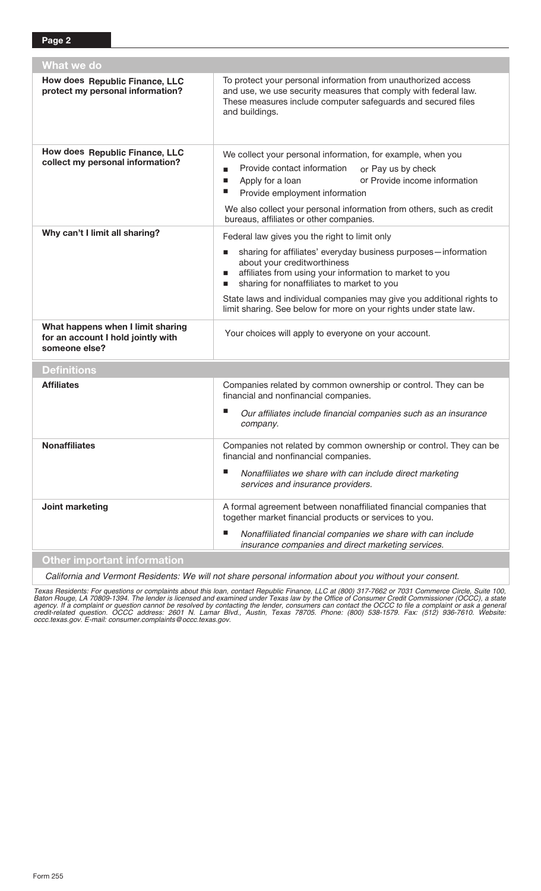| What we do | |
|---|---|
| **How does Republic Finance, LLC protect my personal information?** | To protect your personal information from unauthorized access and use, we use security measures that comply with federal law. These measures include computer safeguards and secured files and buildings. |
| **How does Republic Finance, LLC collect my personal information?** | We collect your personal information, for example, when you<br>■ Provide contact information or Pay us by check<br>■ Apply for a loan or Provide income information<br>■ Provide employment information<br><br>We also collect your personal information from others, such as credit bureaus, affiliates or other companies. |
| **Why can't I limit all sharing?** | Federal law gives you the right to limit only<br>■ sharing for affiliates' everyday business purposes—information about your creditworthiness<br>■ affiliates from using your information to market to you<br>■ sharing for nonaffiliates to market to you<br><br>State laws and individual companies may give you additional rights to limit sharing. See below for more on your rights under state law. |
| **What happens when I limit sharing for an account I hold jointly with someone else?** | Your choices will apply to everyone on your account. |

| Definitions | |
|---|---|
| **Affiliates** | Companies related by common ownership or control. They can be financial and nonfinancial companies.<br>■ *Our affiliates include financial companies such as an insurance company.* |
| **Nonaffiliates** | Companies not related by common ownership or control. They can be financial and nonfinancial companies.<br>■ *Nonaffiliates we share with can include direct marketing services and insurance providers.* |
| **Joint marketing** | A formal agreement between nonaffiliated financial companies that together market financial products or services to you.<br>■ *Nonaffiliated financial companies we share with can include insurance companies and direct marketing services.* |

## Other important information

*California and Vermont Residents: We will not share personal information about you without your consent.*

*Texas Residents: For questions or complaints about this loan, contact Republic Finance, LLC at (800) 317-7662 or 7031 Commerce Circle, Suite 100, Baton Rouge, LA 70809-1394. The lender is licensed and examined under Texas law by the Office of Consumer Credit Commissioner (OCCC), a state agency. If a complaint or question cannot be resolved by contacting the lender, consumers can contact the OCCC to file a complaint or ask a general credit-related question. OCCC address: 2601 N. Lamar Blvd., Austin, Texas 78705. Phone: (800) 538-1579. Fax: (512) 936-7610. Website: occc.texas.gov. E-mail: consumer.complaints@occc.texas.gov.*

Form 255